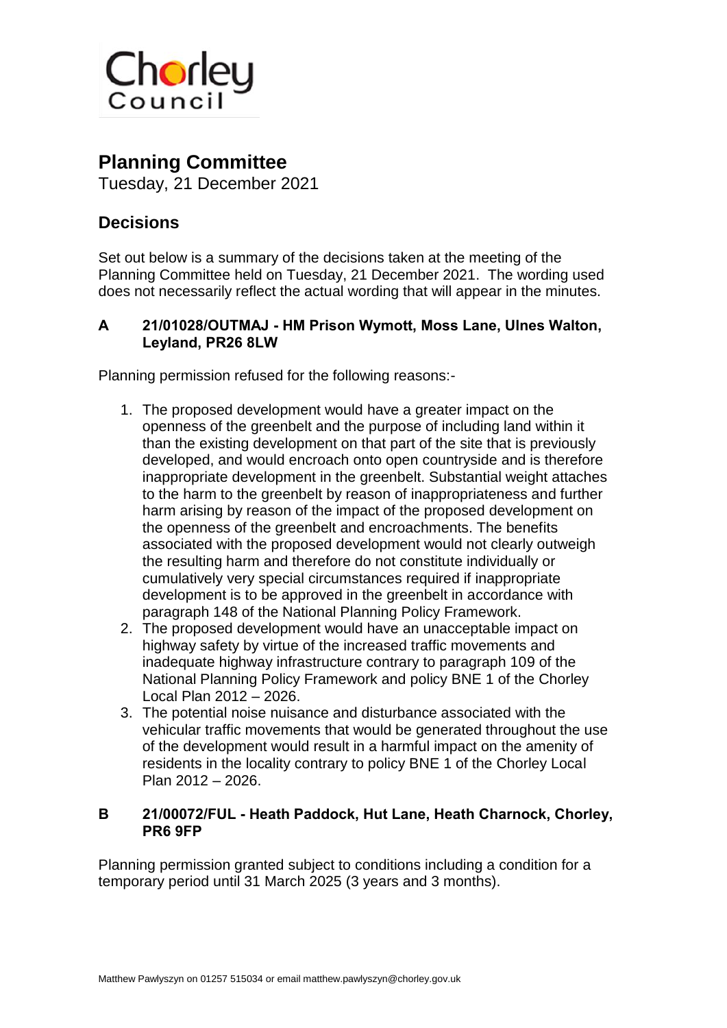Chorley Council

# Planning Committee

Tuesday, 21 December 2021

## Decisions

Set out below is a summary of the decisions taken at the meeting of the Planning Committee held on Tuesday, 21 December 2021. The wording used does not necessarily reflect the actual wording that will appear in the minutes.

### A 21/01028/OUTMAJ - HM Prison Wymott, Moss Lane, Ulnes Walton, Leyland, PR26 8LW

Planning permission refused for the following reasons:-

1. The proposed development would have a greater impact on the openness of the greenbelt and the purpose of including land within it than the existing development on that part of the site that is previously developed, and would encroach onto open countryside and is therefore inappropriate development in the greenbelt. Substantial weight attaches to the harm to the greenbelt by reason of inappropriateness and further harm arising by reason of the impact of the proposed development on the openness of the greenbelt and encroachments. The benefits associated with the proposed development would not clearly outweigh the resulting harm and therefore do not constitute individually or cumulatively very special circumstances required if inappropriate development is to be approved in the greenbelt in accordance with paragraph 148 of the National Planning Policy Framework.
2. The proposed development would have an unacceptable impact on highway safety by virtue of the increased traffic movements and inadequate highway infrastructure contrary to paragraph 109 of the National Planning Policy Framework and policy BNE 1 of the Chorley Local Plan 2012 – 2026.
3. The potential noise nuisance and disturbance associated with the vehicular traffic movements that would be generated throughout the use of the development would result in a harmful impact on the amenity of residents in the locality contrary to policy BNE 1 of the Chorley Local Plan 2012 – 2026.

### B 21/00072/FUL - Heath Paddock, Hut Lane, Heath Charnock, Chorley, PR6 9FP

Planning permission granted subject to conditions including a condition for a temporary period until 31 March 2025 (3 years and 3 months).

Matthew Pawlyszyn on 01257 515034 or email matthew.pawlyszyn@chorley.gov.uk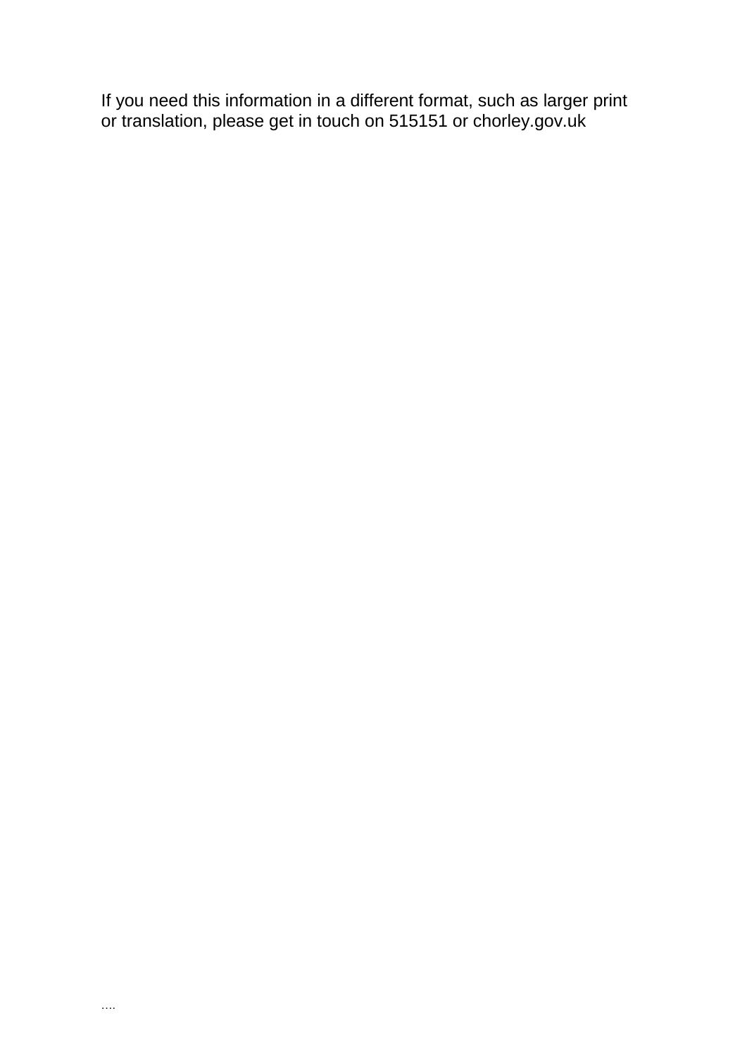If you need this information in a different format, such as larger print or translation, please get in touch on 515151 or chorley.gov.uk